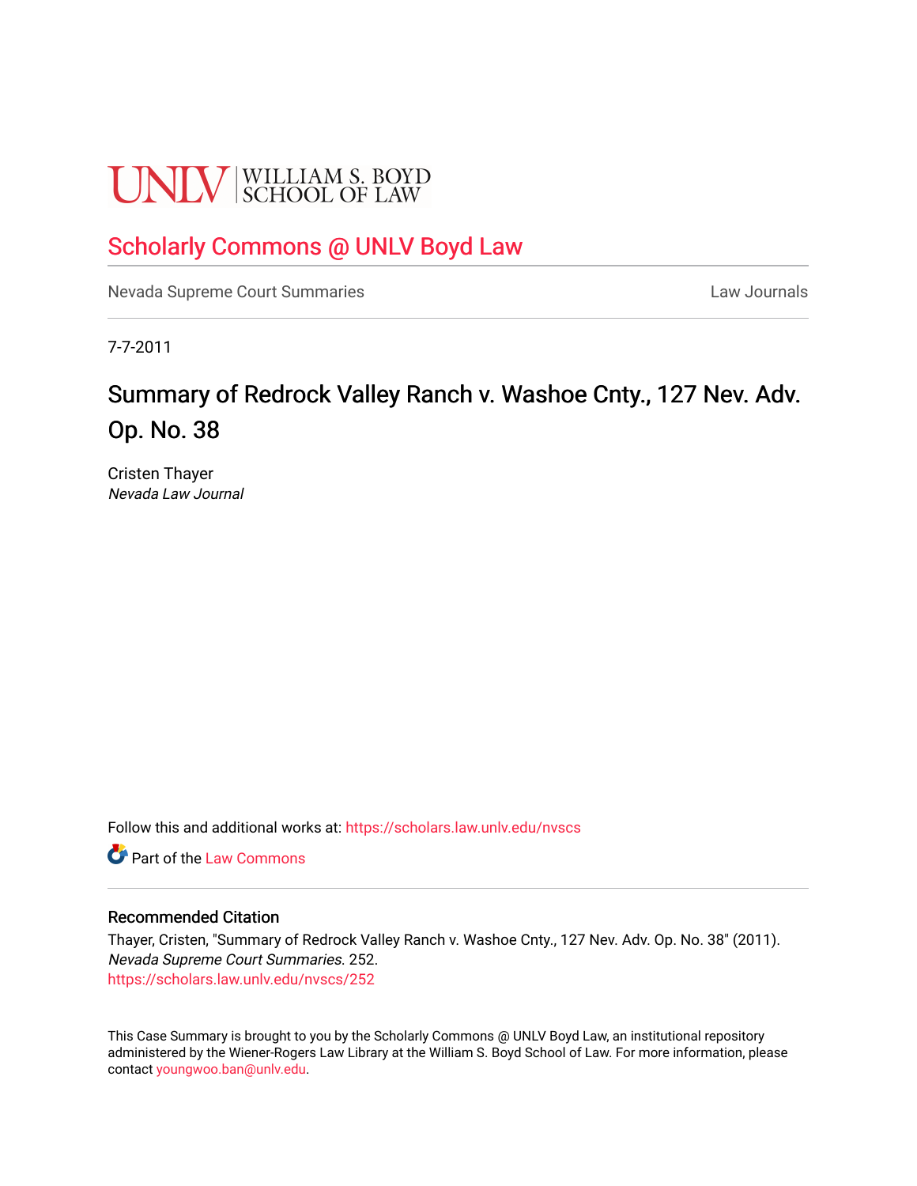UNLV | WILLIAM S. BOYD SCHOOL OF LAW

# Scholarly Commons @ UNLV Boyd Law

Nevada Supreme Court Summaries | Law Journals

7-7-2011

## Summary of Redrock Valley Ranch v. Washoe Cnty., 127 Nev. Adv. Op. No. 38

Cristen Thayer
*Nevada Law Journal*

Follow this and additional works at: https://scholars.law.unlv.edu/nvscs

Part of the Law Commons

### Recommended Citation

Thayer, Cristen, "Summary of Redrock Valley Ranch v. Washoe Cnty., 127 Nev. Adv. Op. No. 38" (2011). *Nevada Supreme Court Summaries*. 252.
https://scholars.law.unlv.edu/nvscs/252

This Case Summary is brought to you by the Scholarly Commons @ UNLV Boyd Law, an institutional repository administered by the Wiener-Rogers Law Library at the William S. Boyd School of Law. For more information, please contact youngwoo.ban@unlv.edu.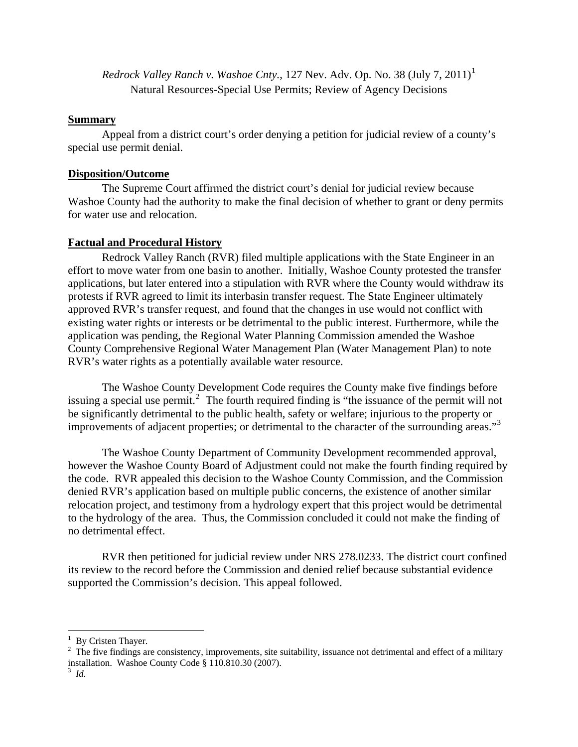*Redrock Valley Ranch v. Washoe Cnty.*, 127 Nev. Adv. Op. No. 38 (July 7, 2011)[1]
Natural Resources-Special Use Permits; Review of Agency Decisions

## **Summary**

Appeal from a district court's order denying a petition for judicial review of a county's special use permit denial.

## **Disposition/Outcome**

The Supreme Court affirmed the district court's denial for judicial review because Washoe County had the authority to make the final decision of whether to grant or deny permits for water use and relocation.

## **Factual and Procedural History**

Redrock Valley Ranch (RVR) filed multiple applications with the State Engineer in an effort to move water from one basin to another. Initially, Washoe County protested the transfer applications, but later entered into a stipulation with RVR where the County would withdraw its protests if RVR agreed to limit its interbasin transfer request. The State Engineer ultimately approved RVR's transfer request, and found that the changes in use would not conflict with existing water rights or interests or be detrimental to the public interest. Furthermore, while the application was pending, the Regional Water Planning Commission amended the Washoe County Comprehensive Regional Water Management Plan (Water Management Plan) to note RVR's water rights as a potentially available water resource.

The Washoe County Development Code requires the County make five findings before issuing a special use permit.[2] The fourth required finding is "the issuance of the permit will not be significantly detrimental to the public health, safety or welfare; injurious to the property or improvements of adjacent properties; or detrimental to the character of the surrounding areas."[3]

The Washoe County Department of Community Development recommended approval, however the Washoe County Board of Adjustment could not make the fourth finding required by the code. RVR appealed this decision to the Washoe County Commission, and the Commission denied RVR's application based on multiple public concerns, the existence of another similar relocation project, and testimony from a hydrology expert that this project would be detrimental to the hydrology of the area. Thus, the Commission concluded it could not make the finding of no detrimental effect.

RVR then petitioned for judicial review under NRS 278.0233. The district court confined its review to the record before the Commission and denied relief because substantial evidence supported the Commission's decision. This appeal followed.

---

[1] By Cristen Thayer.

[2] The five findings are consistency, improvements, site suitability, issuance not detrimental and effect of a military installation. Washoe County Code § 110.810.30 (2007).

[3] *Id.*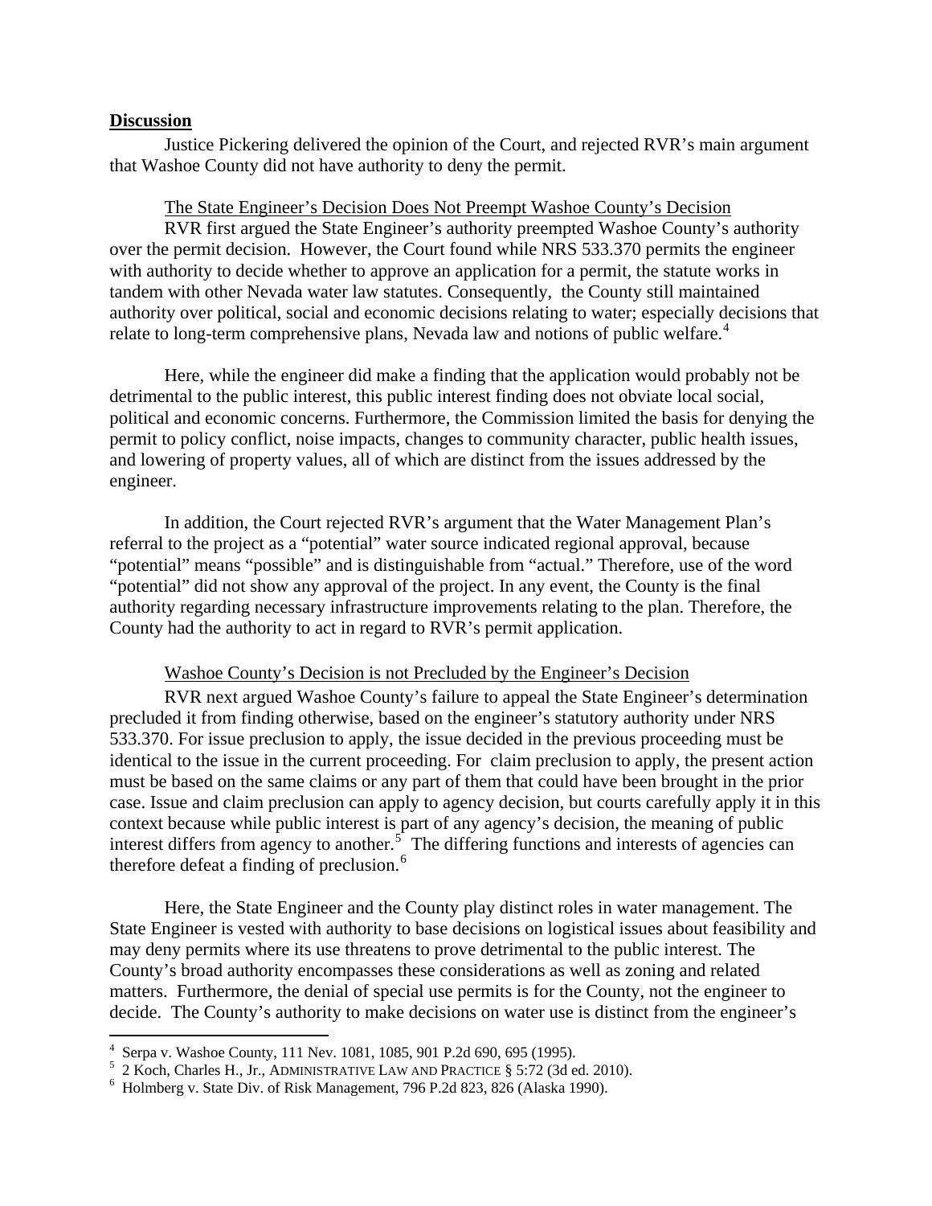## Discussion

Justice Pickering delivered the opinion of the Court, and rejected RVR's main argument that Washoe County did not have authority to deny the permit.

The State Engineer's Decision Does Not Preempt Washoe County's Decision

RVR first argued the State Engineer's authority preempted Washoe County's authority over the permit decision. However, the Court found while NRS 533.370 permits the engineer with authority to decide whether to approve an application for a permit, the statute works in tandem with other Nevada water law statutes. Consequently, the County still maintained authority over political, social and economic decisions relating to water; especially decisions that relate to long-term comprehensive plans, Nevada law and notions of public welfare.[4]

Here, while the engineer did make a finding that the application would probably not be detrimental to the public interest, this public interest finding does not obviate local social, political and economic concerns. Furthermore, the Commission limited the basis for denying the permit to policy conflict, noise impacts, changes to community character, public health issues, and lowering of property values, all of which are distinct from the issues addressed by the engineer.

In addition, the Court rejected RVR's argument that the Water Management Plan's referral to the project as a "potential" water source indicated regional approval, because "potential" means "possible" and is distinguishable from "actual." Therefore, use of the word "potential" did not show any approval of the project. In any event, the County is the final authority regarding necessary infrastructure improvements relating to the plan. Therefore, the County had the authority to act in regard to RVR's permit application.

Washoe County's Decision is not Precluded by the Engineer's Decision

RVR next argued Washoe County's failure to appeal the State Engineer's determination precluded it from finding otherwise, based on the engineer's statutory authority under NRS 533.370. For issue preclusion to apply, the issue decided in the previous proceeding must be identical to the issue in the current proceeding. For claim preclusion to apply, the present action must be based on the same claims or any part of them that could have been brought in the prior case. Issue and claim preclusion can apply to agency decision, but courts carefully apply it in this context because while public interest is part of any agency's decision, the meaning of public interest differs from agency to another.[5] The differing functions and interests of agencies can therefore defeat a finding of preclusion.[6]

Here, the State Engineer and the County play distinct roles in water management. The State Engineer is vested with authority to base decisions on logistical issues about feasibility and may deny permits where its use threatens to prove detrimental to the public interest. The County's broad authority encompasses these considerations as well as zoning and related matters. Furthermore, the denial of special use permits is for the County, not the engineer to decide. The County's authority to make decisions on water use is distinct from the engineer's

---

[4] Serpa v. Washoe County, 111 Nev. 1081, 1085, 901 P.2d 690, 695 (1995).

[5] 2 Koch, Charles H., Jr., ADMINISTRATIVE LAW AND PRACTICE § 5:72 (3d ed. 2010).

[6] Holmberg v. State Div. of Risk Management, 796 P.2d 823, 826 (Alaska 1990).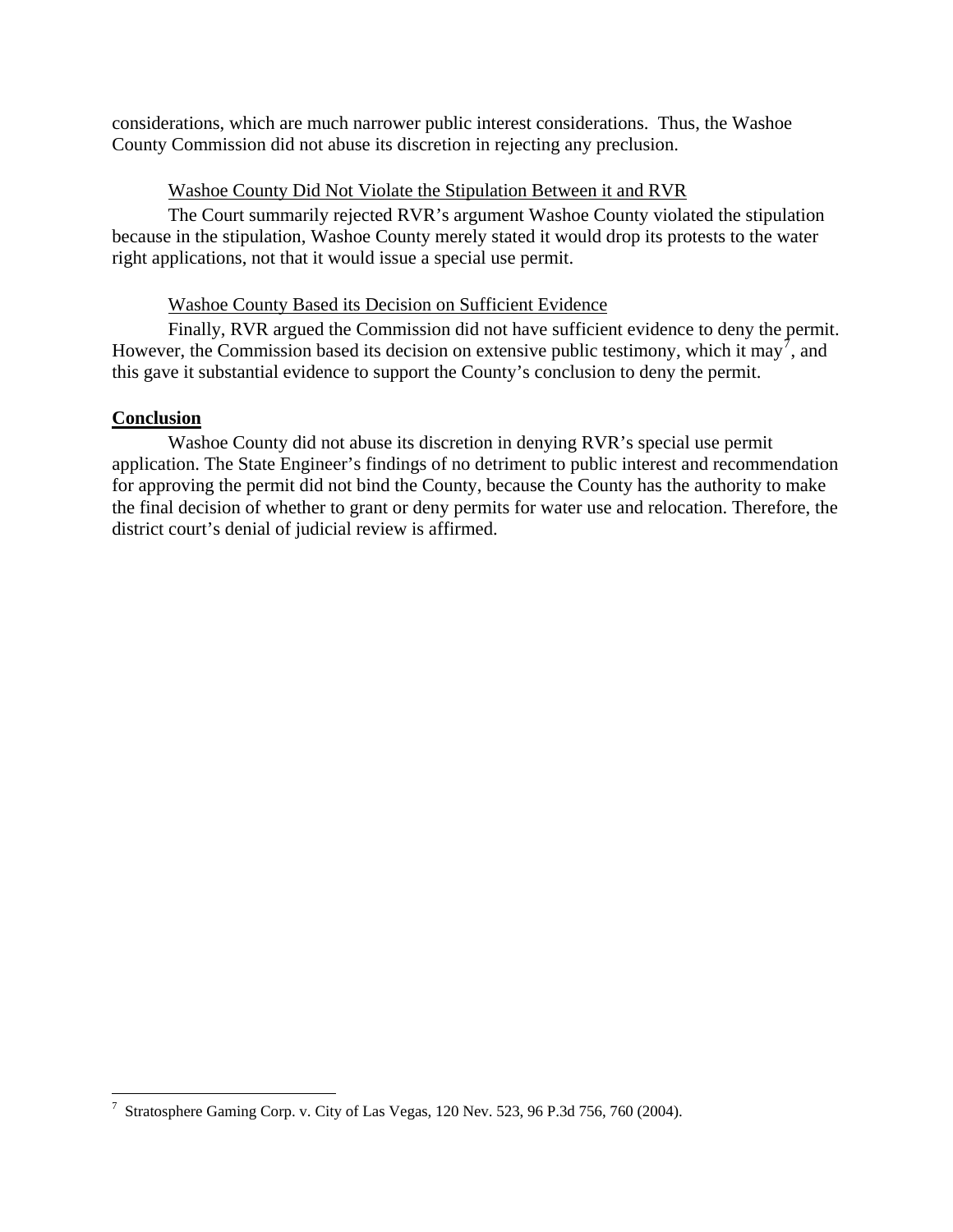considerations, which are much narrower public interest considerations. Thus, the Washoe County Commission did not abuse its discretion in rejecting any preclusion.

Washoe County Did Not Violate the Stipulation Between it and RVR

The Court summarily rejected RVR's argument Washoe County violated the stipulation because in the stipulation, Washoe County merely stated it would drop its protests to the water right applications, not that it would issue a special use permit.

Washoe County Based its Decision on Sufficient Evidence

Finally, RVR argued the Commission did not have sufficient evidence to deny the permit. However, the Commission based its decision on extensive public testimony, which it may[7], and this gave it substantial evidence to support the County's conclusion to deny the permit.

**Conclusion**

Washoe County did not abuse its discretion in denying RVR's special use permit application. The State Engineer's findings of no detriment to public interest and recommendation for approving the permit did not bind the County, because the County has the authority to make the final decision of whether to grant or deny permits for water use and relocation. Therefore, the district court's denial of judicial review is affirmed.

---

[7] Stratosphere Gaming Corp. v. City of Las Vegas, 120 Nev. 523, 96 P.3d 756, 760 (2004).